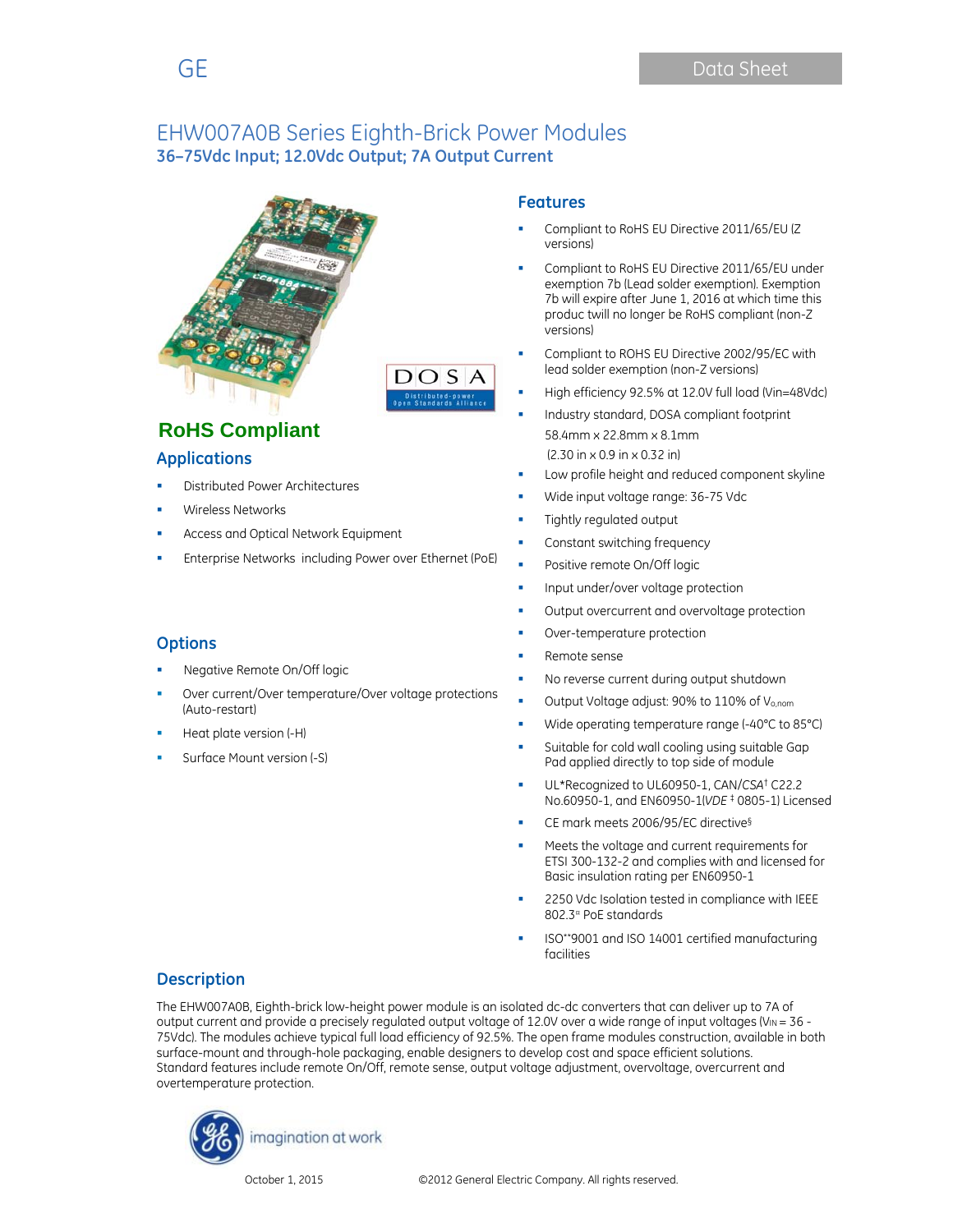GE

Data Sheet

# EHW007A0B Series Eighth-Brick Power Modules

## 36–75Vdc Input; 12.0Vdc Output; 7A Output Current

## RoHS Compliant

## Applications

- Distributed Power Architectures
- Wireless Networks
- Access and Optical Network Equipment
- Enterprise Networks including Power over Ethernet (PoE)

## Options

- Negative Remote On/Off logic
- Over current/Over temperature/Over voltage protections (Auto-restart)
- Heat plate version (-H)
- Surface Mount version (-S)

## Features

- Compliant to RoHS EU Directive 2011/65/EU (Z versions)
- Compliant to RoHS EU Directive 2011/65/EU under exemption 7b (Lead solder exemption). Exemption 7b will expire after June 1, 2016 at which time this produc twill no longer be RoHS compliant (non-Z versions)
- Compliant to ROHS EU Directive 2002/95/EC with lead solder exemption (non-Z versions)
- High efficiency 92.5% at 12.0V full load (Vin=48Vdc)
- Industry standard, DOSA compliant footprint
  58.4mm x 22.8mm x 8.1mm
  (2.30 in x 0.9 in x 0.32 in)
- Low profile height and reduced component skyline
- Wide input voltage range: 36-75 Vdc
- Tightly regulated output
- Constant switching frequency
- Positive remote On/Off logic
- Input under/over voltage protection
- Output overcurrent and overvoltage protection
- Over-temperature protection
- Remote sense
- No reverse current during output shutdown
- Output Voltage adjust: 90% to 110% of $V_{o,nom}$
- Wide operating temperature range (-40°C to 85°C)
- Suitable for cold wall cooling using suitable Gap Pad applied directly to top side of module
- UL*Recognized to UL60950-1, CAN/CSA† C22.2 No.60950-1, and EN60950-1(*VDE* ‡ 0805-1) Licensed
- CE mark meets 2006/95/EC directive§
- Meets the voltage and current requirements for ETSI 300-132-2 and complies with and licensed for Basic insulation rating per EN60950-1
- 2250 Vdc Isolation tested in compliance with IEEE 802.3¤ PoE standards
- ISO**9001 and ISO 14001 certified manufacturing facilities

## Description

The EHW007A0B, Eighth-brick low-height power module is an isolated dc-dc converters that can deliver up to 7A of output current and provide a precisely regulated output voltage of 12.0V over a wide range of input voltages ($V_{IN}$ = 36 - 75Vdc). The modules achieve typical full load efficiency of 92.5%. The open frame modules construction, available in both surface-mount and through-hole packaging, enable designers to develop cost and space efficient solutions. Standard features include remote On/Off, remote sense, output voltage adjustment, overvoltage, overcurrent and overtemperature protection.

imagination at work

October 1, 2015 ©2012 General Electric Company. All rights reserved.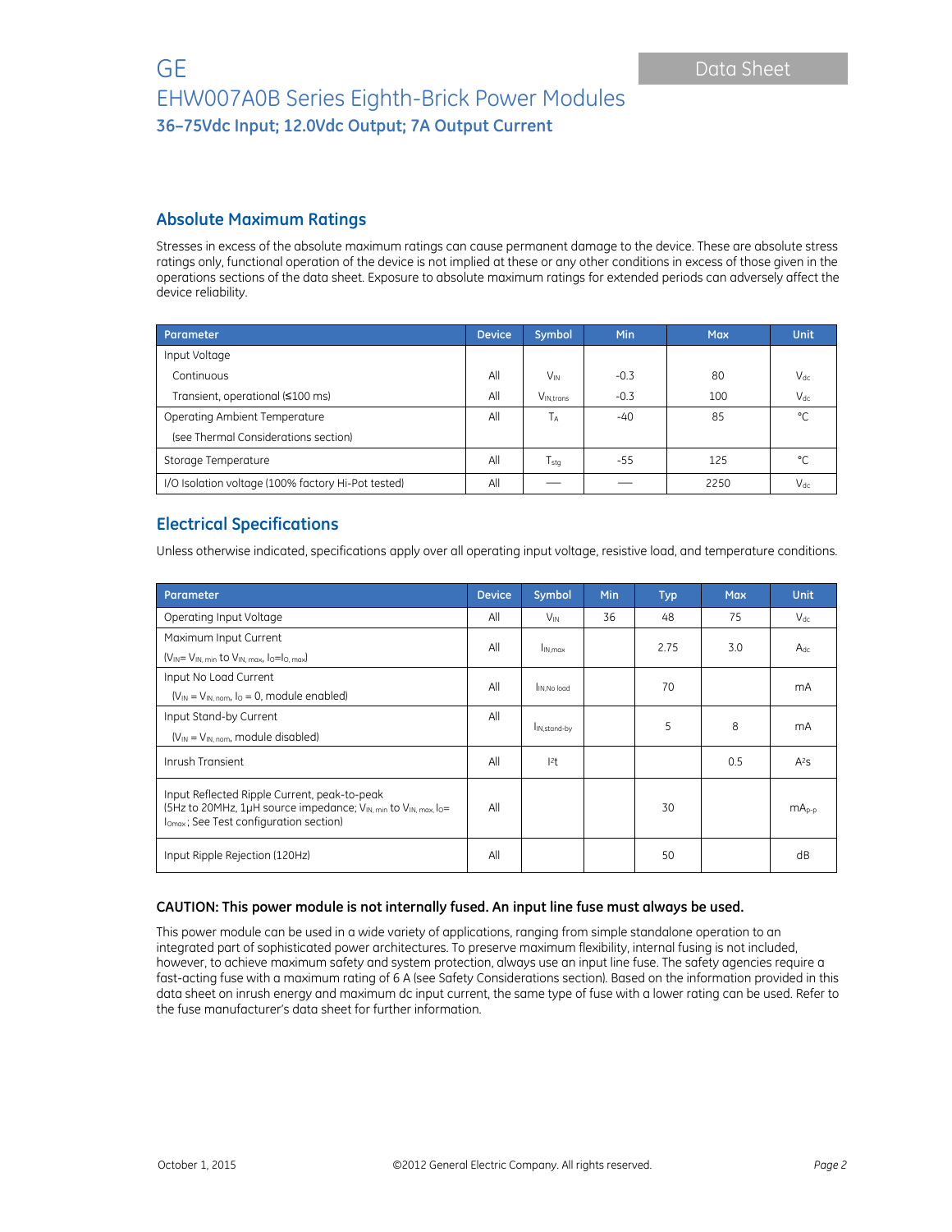## Absolute Maximum Ratings

Stresses in excess of the absolute maximum ratings can cause permanent damage to the device. These are absolute stress ratings only, functional operation of the device is not implied at these or any other conditions in excess of those given in the operations sections of the data sheet. Exposure to absolute maximum ratings for extended periods can adversely affect the device reliability.

| Parameter | Device | Symbol | Min | Max | Unit |
|---|---|---|---|---|---|
| Input Voltage | | | | | |
| Continuous | All | $V_{IN}$ | -0.3 | 80 | $V_{dc}$ |
| Transient, operational (≤100 ms) | All | $V_{IN,trans}$ | -0.3 | 100 | $V_{dc}$ |
| Operating Ambient Temperature (see Thermal Considerations section) | All | $T_A$ | -40 | 85 | °C |
| Storage Temperature | All | $T_{stg}$ | -55 | 125 | °C |
| I/O Isolation voltage (100% factory Hi-Pot tested) | All | — | — | 2250 | $V_{dc}$ |

## Electrical Specifications

Unless otherwise indicated, specifications apply over all operating input voltage, resistive load, and temperature conditions.

| Parameter | Device | Symbol | Min | Typ | Max | Unit |
|---|---|---|---|---|---|---|
| Operating Input Voltage | All | $V_{IN}$ | 36 | 48 | 75 | $V_{dc}$ |
| Maximum Input Current ($V_{IN}$= $V_{IN, min}$ to $V_{IN, max}$, $I_O$=$I_{O, max}$) | All | $I_{IN,max}$ | | 2.75 | 3.0 | $A_{dc}$ |
| Input No Load Current ($V_{IN}$ = $V_{IN, nom}$, $I_O$ = 0, module enabled) | All | $I_{IN,No\ load}$ | | 70 | | mA |
| Input Stand-by Current ($V_{IN}$ = $V_{IN, nom}$, module disabled) | All | $I_{IN,stand-by}$ | | 5 | 8 | mA |
| Inrush Transient | All | $I^2t$ | | | 0.5 | $A^2s$ |
| Input Reflected Ripple Current, peak-to-peak (5Hz to 20MHz, 1μH source impedance; $V_{IN, min}$ to $V_{IN, max}$, $I_O$= $I_{Omax}$ ; See Test configuration section) | All | | | 30 | | $mA_{p-p}$ |
| Input Ripple Rejection (120Hz) | All | | | 50 | | dB |

**CAUTION: This power module is not internally fused. An input line fuse must always be used.**

This power module can be used in a wide variety of applications, ranging from simple standalone operation to an integrated part of sophisticated power architectures. To preserve maximum flexibility, internal fusing is not included, however, to achieve maximum safety and system protection, always use an input line fuse. The safety agencies require a fast-acting fuse with a maximum rating of 6 A (see Safety Considerations section). Based on the information provided in this data sheet on inrush energy and maximum dc input current, the same type of fuse with a lower rating can be used. Refer to the fuse manufacturer's data sheet for further information.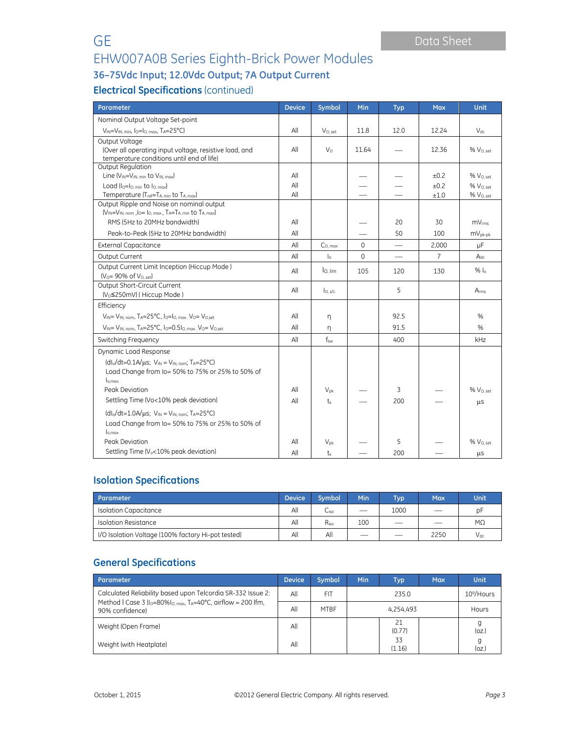## Electrical Specifications (continued)

| Parameter | Device | Symbol | Min | Typ | Max | Unit |
|---|---|---|---|---|---|---|
| Nominal Output Voltage Set-point<br>$V_{IN}=V_{IN,\,min}$, $I_O=I_{O,\,max}$, $T_A=25°C$) | All | $V_{O,\,set}$ | 11.8 | 12.0 | 12.24 | $V_{dc}$ |
| Output Voltage<br>(Over all operating input voltage, resistive load, and temperature conditions until end of life) | All | $V_O$ | 11.64 | — | 12.36 | % $V_{O,\,set}$ |
| Output Regulation | | | | | | |
| Line ($V_{IN}=V_{IN,\,min}$ to $V_{IN,\,max}$) | All | | — | — | ±0.2 | % $V_{O,\,set}$ |
| Load ($I_O=I_{O,\,min}$ to $I_{O,\,max}$) | All | | — | — | ±0.2 | % $V_{O,\,set}$ |
| Temperature ($T_{ref}=T_{A,\,min}$ to $T_{A,\,max}$) | All | | — | — | ±1.0 | % $V_{O,\,set}$ |
| Output Ripple and Noise on nominal output<br>($V_{IN}=V_{IN,\,nom}$ ,$I_O= I_{O,\,max}$ , $T_A=T_{A,\,min}$ to $T_{A,\,max}$) | | | | | | |
| RMS (5Hz to 20MHz bandwidth) | All | | — | 20 | 30 | $mV_{rms}$ |
| Peak-to-Peak (5Hz to 20MHz bandwidth) | All | | — | 50 | 100 | $mV_{pk-pk}$ |
| External Capacitance | All | $C_{O,\,max}$ | 0 | — | 2,000 | μF |
| Output Current | All | $I_o$ | 0 | — | 7 | $A_{dc}$ |
| Output Current Limit Inception (Hiccup Mode )<br>($V_O$= 90% of $V_{O,\,set}$) | All | $I_{O,\,lim}$ | 105 | 120 | 130 | % $I_o$ |
| Output Short-Circuit Current<br>($V_O$≤250mV) ( Hiccup Mode ) | All | $I_{O,\,s/c}$ | | 5 | | $A_{rms}$ |
| Efficiency | | | | | | |
| $V_{IN}= V_{IN,\,nom}$, $T_A$=25°C, $I_O=I_{O,\,max}$ , $V_O= V_{O,set}$ | All | η | | 92.5 | | % |
| $V_{IN}= V_{IN,\,nom}$, $T_A$=25°C, $I_O=0.5I_{O,\,max}$ , $V_O= V_{O,set}$ | All | η | | 91.5 | | % |
| Switching Frequency | All | $f_{sw}$ | | 400 | | kHz |
| Dynamic Load Response | | | | | | |
| ($dI_o/dt$=0.1A/μs; $V_{IN} = V_{IN,\,nom}$; $T_A$=25°C)<br>Load Change from Io= 50% to 75% or 25% to 50% of $I_{o,max}$ | | | | | | |
| Peak Deviation | All | $V_{pk}$ | — | 3 | — | % $V_{O,\,set}$ |
| Settling Time (Vo<10% peak deviation) | All | $t_s$ | — | 200 | — | μs |
| ($dI_o/dt$=1.0A/μs; $V_{IN} = V_{IN,\,nom}$; $T_A$=25°C)<br>Load Change from Io= 50% to 75% or 25% to 50% of $I_{o,max}$ | | | | | | |
| Peak Deviation | All | $V_{pk}$ | — | 5 | — | % $V_{O,\,set}$ |
| Settling Time ($V_o$<10% peak deviation) | All | $t_s$ | — | 200 | — | μs |

## Isolation Specifications

| Parameter | Device | Symbol | Min | Typ | Max | Unit |
|---|---|---|---|---|---|---|
| Isolation Capacitance | All | $C_{iso}$ | — | 1000 | — | pF |
| Isolation Resistance | All | $R_{iso}$ | 100 | — | — | MΩ |
| I/O Isolation Voltage (100% factory Hi-pot tested) | All | All | — | — | 2250 | $V_{dc}$ |

## General Specifications

| Parameter | Device | Symbol | Min | Typ | Max | Unit |
|---|---|---|---|---|---|---|
| Calculated Reliability based upon Telcordia SR-332 Issue 2: Method I Case 3 ($I_O$=80%$I_{O,\,max}$, $T_A$=40°C, airflow = 200 lfm, 90% confidence) | All | FIT | | 235.0 | | $10^9$/Hours |
| | All | MTBF | | 4,254,493 | | Hours |
| Weight (Open Frame) | All | | | 21<br>(0.77) | | g<br>(oz.) |
| Weight (with Heatplate) | All | | | 33<br>(1.16) | | g<br>(oz.) |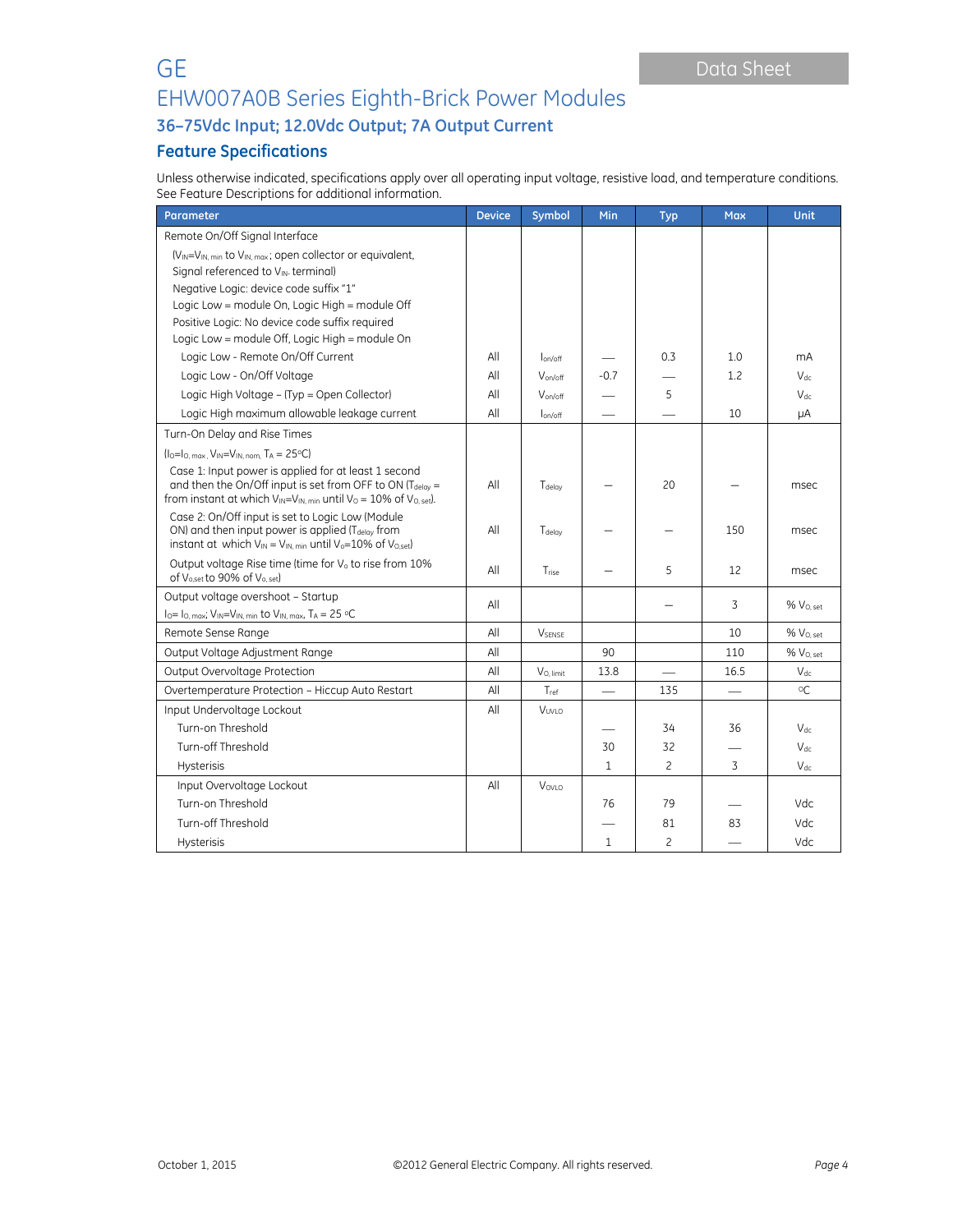# GE

## EHW007A0B Series Eighth-Brick Power Modules

### 36–75Vdc Input; 12.0Vdc Output; 7A Output Current

### Feature Specifications

Unless otherwise indicated, specifications apply over all operating input voltage, resistive load, and temperature conditions. See Feature Descriptions for additional information.

| Parameter | Device | Symbol | Min | Typ | Max | Unit |
|---|---|---|---|---|---|---|
| Remote On/Off Signal Interface | | | | | | |
| ($V_{IN}$=$V_{IN, min}$ to $V_{IN, max}$ ; open collector or equivalent, Signal referenced to $V_{IN-}$ terminal) | | | | | | |
| Negative Logic: device code suffix “1” | | | | | | |
| Logic Low = module On, Logic High = module Off | | | | | | |
| Positive Logic: No device code suffix required | | | | | | |
| Logic Low = module Off, Logic High = module On | | | | | | |
| Logic Low - Remote On/Off Current | All | $I_{on/off}$ | — | 0.3 | 1.0 | mA |
| Logic Low - On/Off Voltage | All | $V_{on/off}$ | -0.7 | — | 1.2 | $V_{dc}$ |
| Logic High Voltage – (Typ = Open Collector) | All | $V_{on/off}$ | — | 5 | | $V_{dc}$ |
| Logic High maximum allowable leakage current | All | $I_{on/off}$ | — | — | 10 | μA |
| Turn-On Delay and Rise Times | | | | | | |
| ($I_O$=$I_{O, max}$ , $V_{IN}$=$V_{IN, nom,}$ $T_A$ = 25°C) | | | | | | |
| Case 1: Input power is applied for at least 1 second and then the On/Off input is set from OFF to ON ($T_{delay}$ = from instant at which $V_{IN}$=$V_{IN, min}$ until $V_O$ = 10% of $V_{O, set}$). | All | $T_{delay}$ | – | 20 | – | msec |
| Case 2: On/Off input is set to Logic Low (Module ON) and then input power is applied ($T_{delay}$ from instant at which $V_{IN}$ = $V_{IN, min}$ until $V_o$=10% of $V_{O,set}$) | All | $T_{delay}$ | – | – | 150 | msec |
| Output voltage Rise time (time for $V_o$ to rise from 10% of $V_{o,set}$ to 90% of $V_{o, set}$) | All | $T_{rise}$ | – | 5 | 12 | msec |
| Output voltage overshoot – Startup $I_O$= $I_{O, max}$; $V_{IN}$=$V_{IN, min}$ to $V_{IN, max}$, $T_A$ = 25 °C | All | | | – | 3 | % $V_{O, set}$ |
| Remote Sense Range | All | $V_{SENSE}$ | | | 10 | % $V_{O, set}$ |
| Output Voltage Adjustment Range | All | | 90 | | 110 | % $V_{O, set}$ |
| Output Overvoltage Protection | All | $V_{O, limit}$ | 13.8 | — | 16.5 | $V_{dc}$ |
| Overtemperature Protection – Hiccup Auto Restart | All | $T_{ref}$ | — | 135 | — | °C |
| Input Undervoltage Lockout | All | $V_{UVLO}$ | | | | |
| Turn-on Threshold | | | — | 34 | 36 | $V_{dc}$ |
| Turn-off Threshold | | | 30 | 32 | — | $V_{dc}$ |
| Hysterisis | | | 1 | 2 | 3 | $V_{dc}$ |
| Input Overvoltage Lockout | All | $V_{OVLO}$ | | | | |
| Turn-on Threshold | | | 76 | 79 | — | Vdc |
| Turn-off Threshold | | | — | 81 | 83 | Vdc |
| Hysterisis | | | 1 | 2 | — | Vdc |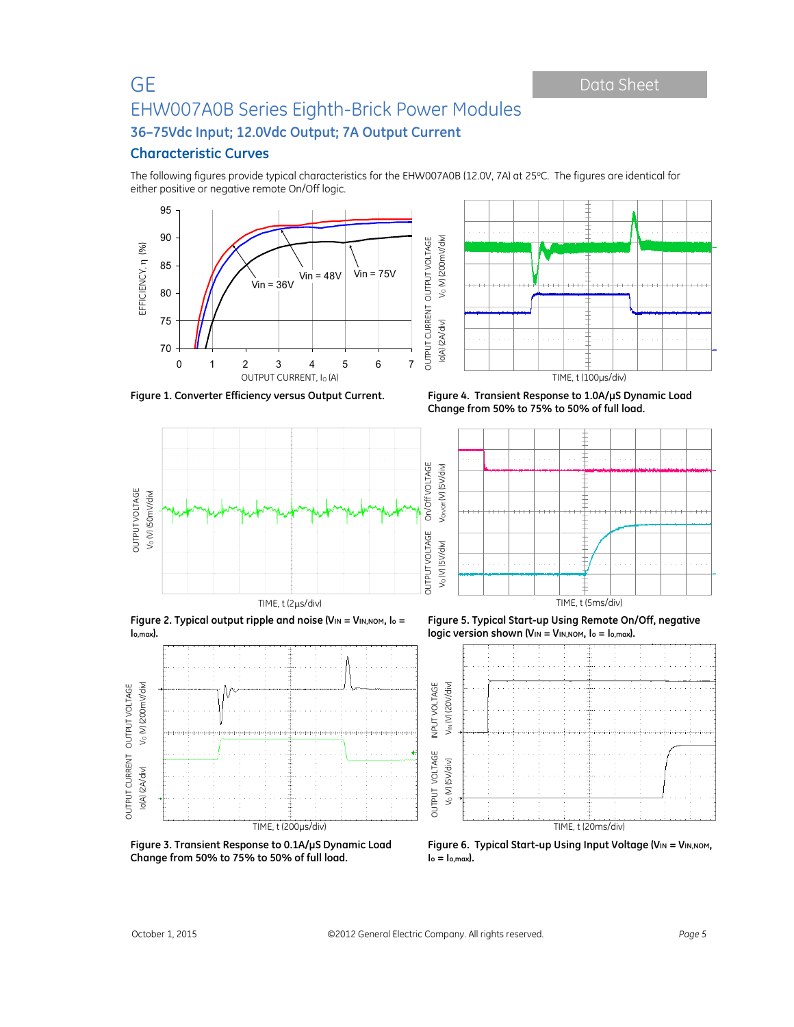## Characteristic Curves

The following figures provide typical characteristics for the EHW007A0B (12.0V, 7A) at 25ºC. The figures are identical for either positive or negative remote On/Off logic.

**Figure 1. Converter Efficiency versus Output Current.**

**Figure 4. Transient Response to 1.0A/µS Dynamic Load Change from 50% to 75% to 50% of full load.**

**Figure 2. Typical output ripple and noise ($V_{IN} = V_{IN,NOM}$, $I_o = I_{o,max}$).**

**Figure 5. Typical Start-up Using Remote On/Off, negative logic version shown ($V_{IN} = V_{IN,NOM}$, $I_o = I_{o,max}$).**

**Figure 3. Transient Response to 0.1A/µS Dynamic Load Change from 50% to 75% to 50% of full load.**

**Figure 6. Typical Start-up Using Input Voltage ($V_{IN} = V_{IN,NOM}$, $I_o = I_{o,max}$).**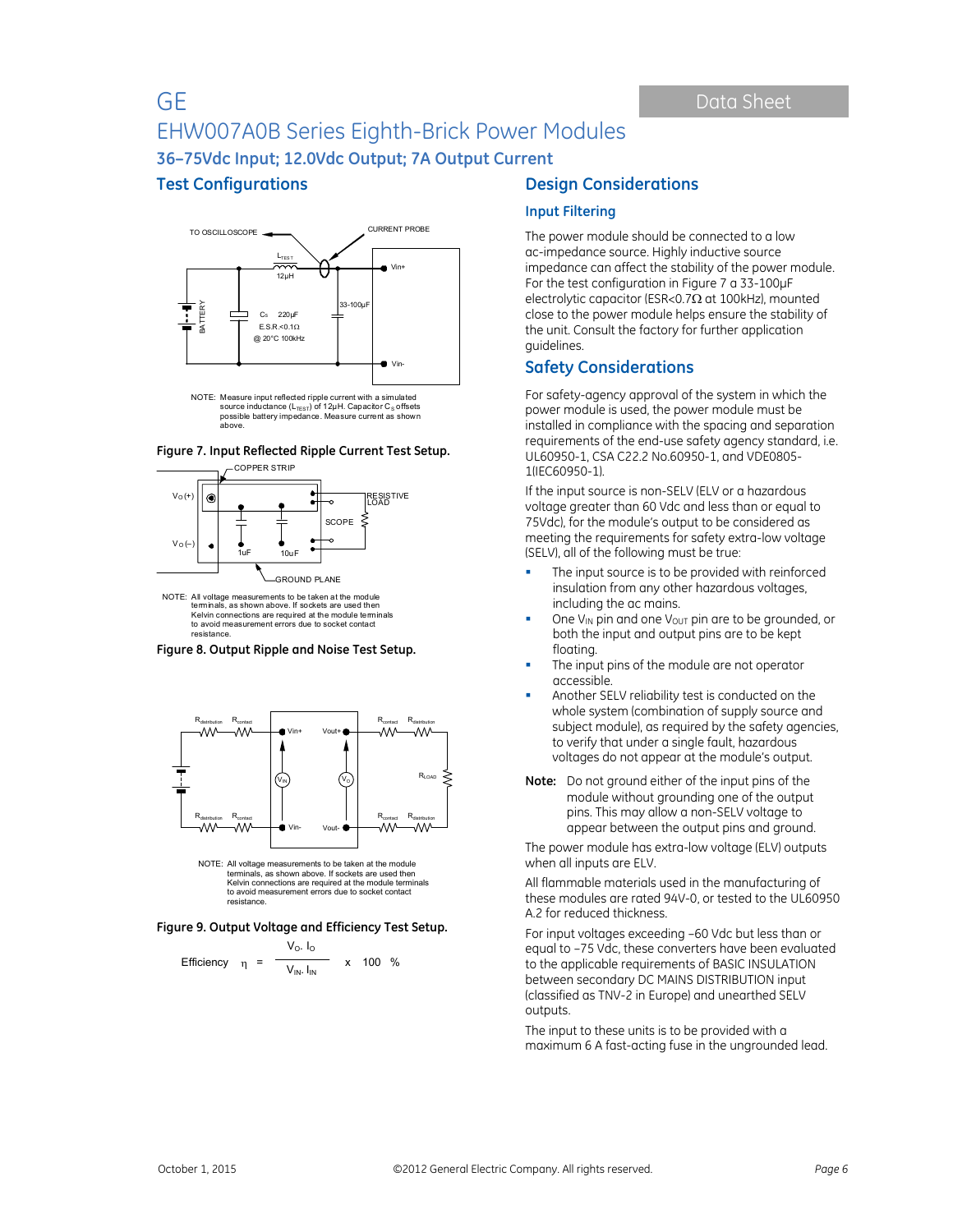## Test Configurations

NOTE: Measure input reflected ripple current with a simulated source inductance ($L_{TEST}$) of 12μH. Capacitor $C_S$ offsets possible battery impedance. Measure current as shown above.

**Figure 7. Input Reflected Ripple Current Test Setup.**

NOTE: All voltage measurements to be taken at the module terminals, as shown above. If sockets are used then Kelvin connections are required at the module terminals to avoid measurement errors due to socket contact resistance.

**Figure 8. Output Ripple and Noise Test Setup.**

NOTE: All voltage measurements to be taken at the module terminals, as shown above. If sockets are used then Kelvin connections are required at the module terminals to avoid measurement errors due to socket contact resistance.

**Figure 9. Output Voltage and Efficiency Test Setup.**

$$\text{Efficiency} \quad \eta = \frac{V_O \cdot I_O}{V_{IN} \cdot I_{IN}} \times 100 \quad \%$$

## Design Considerations

### Input Filtering

The power module should be connected to a low ac-impedance source. Highly inductive source impedance can affect the stability of the power module. For the test configuration in Figure 7 a 33-100μF electrolytic capacitor (ESR<0.7Ω at 100kHz), mounted close to the power module helps ensure the stability of the unit. Consult the factory for further application guidelines.

## Safety Considerations

For safety-agency approval of the system in which the power module is used, the power module must be installed in compliance with the spacing and separation requirements of the end-use safety agency standard, i.e. UL60950-1, CSA C22.2 No.60950-1, and VDE0805-1(IEC60950-1).

If the input source is non-SELV (ELV or a hazardous voltage greater than 60 Vdc and less than or equal to 75Vdc), for the module's output to be considered as meeting the requirements for safety extra-low voltage (SELV), all of the following must be true:

- The input source is to be provided with reinforced insulation from any other hazardous voltages, including the ac mains.
- One $V_{IN}$ pin and one $V_{OUT}$ pin are to be grounded, or both the input and output pins are to be kept floating.
- The input pins of the module are not operator accessible.
- Another SELV reliability test is conducted on the whole system (combination of supply source and subject module), as required by the safety agencies, to verify that under a single fault, hazardous voltages do not appear at the module's output.

**Note:** Do not ground either of the input pins of the module without grounding one of the output pins. This may allow a non-SELV voltage to appear between the output pins and ground.

The power module has extra-low voltage (ELV) outputs when all inputs are ELV.

All flammable materials used in the manufacturing of these modules are rated 94V-0, or tested to the UL60950 A.2 for reduced thickness.

For input voltages exceeding –60 Vdc but less than or equal to –75 Vdc, these converters have been evaluated to the applicable requirements of BASIC INSULATION between secondary DC MAINS DISTRIBUTION input (classified as TNV-2 in Europe) and unearthed SELV outputs.

The input to these units is to be provided with a maximum 6 A fast-acting fuse in the ungrounded lead.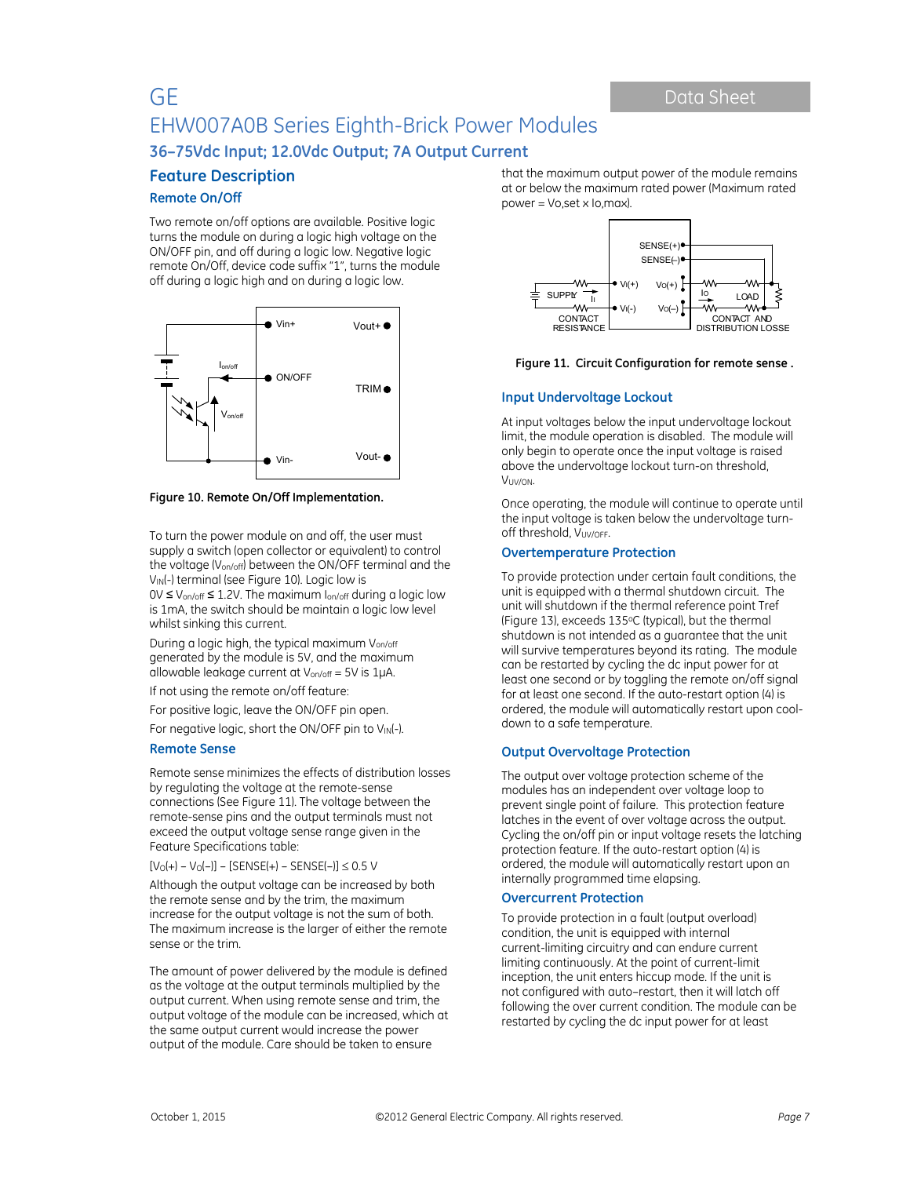## Feature Description

### Remote On/Off

Two remote on/off options are available. Positive logic turns the module on during a logic high voltage on the ON/OFF pin, and off during a logic low. Negative logic remote On/Off, device code suffix "1", turns the module off during a logic high and on during a logic low.

**Figure 10. Remote On/Off Implementation.**

To turn the power module on and off, the user must supply a switch (open collector or equivalent) to control the voltage ($V_{on/off}$) between the ON/OFF terminal and the $V_{IN}$(-) terminal (see Figure 10). Logic low is $0V \leq V_{on/off} \leq 1.2V$. The maximum $I_{on/off}$ during a logic low is 1mA, the switch should be maintain a logic low level whilst sinking this current.

During a logic high, the typical maximum $V_{on/off}$ generated by the module is 5V, and the maximum allowable leakage current at $V_{on/off}$ = 5V is 1μA.

If not using the remote on/off feature:

For positive logic, leave the ON/OFF pin open.

For negative logic, short the ON/OFF pin to $V_{IN}$(-).

### Remote Sense

Remote sense minimizes the effects of distribution losses by regulating the voltage at the remote-sense connections (See Figure 11). The voltage between the remote-sense pins and the output terminals must not exceed the output voltage sense range given in the Feature Specifications table:

$$[V_O(+) – V_O(–)] – [SENSE(+) – SENSE(–)] \leq 0.5 \text{ V}$$

Although the output voltage can be increased by both the remote sense and by the trim, the maximum increase for the output voltage is not the sum of both. The maximum increase is the larger of either the remote sense or the trim.

The amount of power delivered by the module is defined as the voltage at the output terminals multiplied by the output current. When using remote sense and trim, the output voltage of the module can be increased, which at the same output current would increase the power output of the module. Care should be taken to ensure that the maximum output power of the module remains at or below the maximum rated power (Maximum rated power = Vo,set x Io,max).

**Figure 11. Circuit Configuration for remote sense .**

### Input Undervoltage Lockout

At input voltages below the input undervoltage lockout limit, the module operation is disabled. The module will only begin to operate once the input voltage is raised above the undervoltage lockout turn-on threshold, $V_{UV/ON}$.

Once operating, the module will continue to operate until the input voltage is taken below the undervoltage turn-off threshold, $V_{UV/OFF}$.

### Overtemperature Protection

To provide protection under certain fault conditions, the unit is equipped with a thermal shutdown circuit. The unit will shutdown if the thermal reference point Tref (Figure 13), exceeds 135°C (typical), but the thermal shutdown is not intended as a guarantee that the unit will survive temperatures beyond its rating. The module can be restarted by cycling the dc input power for at least one second or by toggling the remote on/off signal for at least one second. If the auto-restart option (4) is ordered, the module will automatically restart upon cool-down to a safe temperature.

### Output Overvoltage Protection

The output over voltage protection scheme of the modules has an independent over voltage loop to prevent single point of failure. This protection feature latches in the event of over voltage across the output. Cycling the on/off pin or input voltage resets the latching protection feature. If the auto-restart option (4) is ordered, the module will automatically restart upon an internally programmed time elapsing.

### Overcurrent Protection

To provide protection in a fault (output overload) condition, the unit is equipped with internal current-limiting circuitry and can endure current limiting continuously. At the point of current-limit inception, the unit enters hiccup mode. If the unit is not configured with auto–restart, then it will latch off following the over current condition. The module can be restarted by cycling the dc input power for at least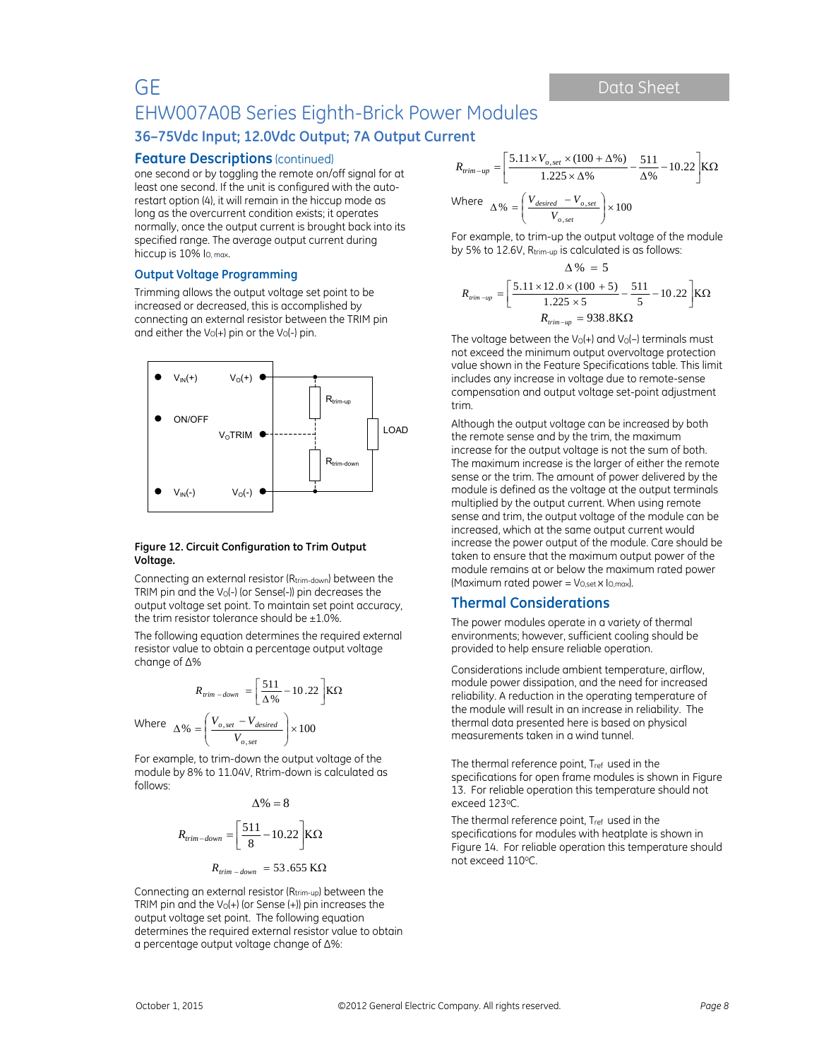# GE
## EHW007A0B Series Eighth-Brick Power Modules
### 36–75Vdc Input; 12.0Vdc Output; 7A Output Current

### Feature Descriptions (continued)

one second or by toggling the remote on/off signal for at least one second. If the unit is configured with the auto-restart option (4), it will remain in the hiccup mode as long as the overcurrent condition exists; it operates normally, once the output current is brought back into its specified range. The average output current during hiccup is 10% $I_{O,\,max}$.

### Output Voltage Programming

Trimming allows the output voltage set point to be increased or decreased, this is accomplished by connecting an external resistor between the TRIM pin and either the $V_O(+)$ pin or the $V_O(-)$ pin.

**Figure 12. Circuit Configuration to Trim Output Voltage.**

Connecting an external resistor ($R_{trim-down}$) between the TRIM pin and the $V_O(-)$ (or Sense(-)) pin decreases the output voltage set point. To maintain set point accuracy, the trim resistor tolerance should be ±1.0%.

The following equation determines the required external resistor value to obtain a percentage output voltage change of Δ%

$$R_{trim-down} = \left[\frac{511}{\Delta\%} - 10.22\right] K\Omega$$

Where $\Delta\% = \left(\frac{V_{o,set} - V_{desired}}{V_{o,set}}\right) \times 100$

For example, to trim-down the output voltage of the module by 8% to 11.04V, Rtrim-down is calculated as follows:

$$\Delta\% = 8$$

$$R_{trim-down} = \left[\frac{511}{8} - 10.22\right] K\Omega$$

$$R_{trim-down} = 53.655\ K\Omega$$

Connecting an external resistor ($R_{trim-up}$) between the TRIM pin and the $V_O(+)$ (or Sense (+)) pin increases the output voltage set point. The following equation determines the required external resistor value to obtain a percentage output voltage change of Δ%:

$$R_{trim-up} = \left[\frac{5.11 \times V_{o,set} \times (100 + \Delta\%)}{1.225 \times \Delta\%} - \frac{511}{\Delta\%} - 10.22\right] K\Omega$$

Where $\Delta\% = \left(\frac{V_{desired} - V_{o,set}}{V_{o,set}}\right) \times 100$

For example, to trim-up the output voltage of the module by 5% to 12.6V, $R_{trim-up}$ is calculated is as follows:

$$\Delta\% = 5$$

$$R_{trim-up} = \left[\frac{5.11 \times 12.0 \times (100 + 5)}{1.225 \times 5} - \frac{511}{5} - 10.22\right] K\Omega$$

$$R_{trim-up} = 938.8 K\Omega$$

The voltage between the $V_O(+)$ and $V_O(-)$ terminals must not exceed the minimum output overvoltage protection value shown in the Feature Specifications table. This limit includes any increase in voltage due to remote-sense compensation and output voltage set-point adjustment trim.

Although the output voltage can be increased by both the remote sense and by the trim, the maximum increase for the output voltage is not the sum of both. The maximum increase is the larger of either the remote sense or the trim. The amount of power delivered by the module is defined as the voltage at the output terminals multiplied by the output current. When using remote sense and trim, the output voltage of the module can be increased, which at the same output current would increase the power output of the module. Care should be taken to ensure that the maximum output power of the module remains at or below the maximum rated power (Maximum rated power = $V_{O,set} \times I_{O,max}$).

## Thermal Considerations

The power modules operate in a variety of thermal environments; however, sufficient cooling should be provided to help ensure reliable operation.

Considerations include ambient temperature, airflow, module power dissipation, and the need for increased reliability. A reduction in the operating temperature of the module will result in an increase in reliability. The thermal data presented here is based on physical measurements taken in a wind tunnel.

The thermal reference point, $T_{ref}$ used in the specifications for open frame modules is shown in Figure 13. For reliable operation this temperature should not exceed 123°C.

The thermal reference point, $T_{ref}$ used in the specifications for modules with heatplate is shown in Figure 14. For reliable operation this temperature should not exceed 110°C.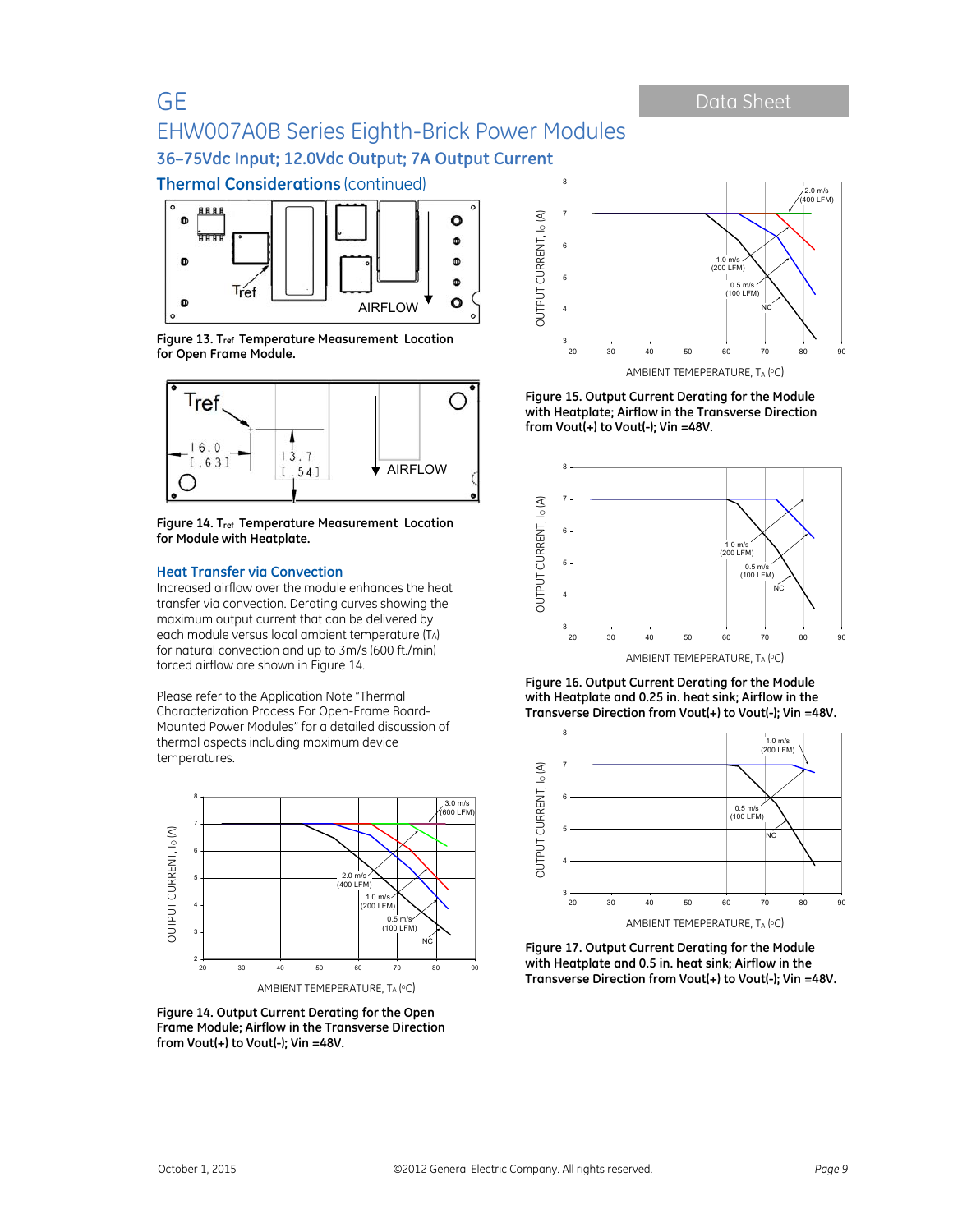## Thermal Considerations (continued)

Figure 13. $T_{ref}$ Temperature Measurement Location for Open Frame Module.

Figure 14. $T_{ref}$ Temperature Measurement Location for Module with Heatplate.

### Heat Transfer via Convection

Increased airflow over the module enhances the heat transfer via convection. Derating curves showing the maximum output current that can be delivered by each module versus local ambient temperature ($T_A$) for natural convection and up to 3m/s (600 ft./min) forced airflow are shown in Figure 14.

Please refer to the Application Note "Thermal Characterization Process For Open-Frame Board-Mounted Power Modules" for a detailed discussion of thermal aspects including maximum device temperatures.

Figure 14. Output Current Derating for the Open Frame Module; Airflow in the Transverse Direction from Vout(+) to Vout(-); Vin =48V.

Figure 15. Output Current Derating for the Module with Heatplate; Airflow in the Transverse Direction from Vout(+) to Vout(-); Vin =48V.

Figure 16. Output Current Derating for the Module with Heatplate and 0.25 in. heat sink; Airflow in the Transverse Direction from Vout(+) to Vout(-); Vin =48V.

Figure 17. Output Current Derating for the Module with Heatplate and 0.5 in. heat sink; Airflow in the Transverse Direction from Vout(+) to Vout(-); Vin =48V.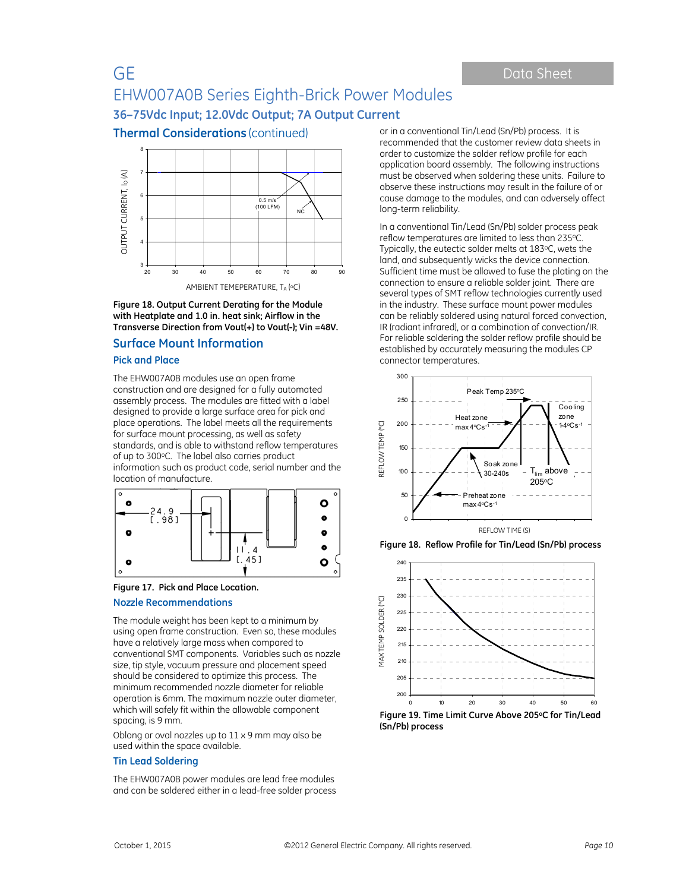## Thermal Considerations (continued)

Figure 18. Output Current Derating for the Module with Heatplate and 1.0 in. heat sink; Airflow in the Transverse Direction from Vout(+) to Vout(-); Vin =48V.

## Surface Mount Information

### Pick and Place

The EHW007A0B modules use an open frame construction and are designed for a fully automated assembly process. The modules are fitted with a label designed to provide a large surface area for pick and place operations. The label meets all the requirements for surface mount processing, as well as safety standards, and is able to withstand reflow temperatures of up to 300ºC. The label also carries product information such as product code, serial number and the location of manufacture.

Figure 17. Pick and Place Location.

### Nozzle Recommendations

The module weight has been kept to a minimum by using open frame construction. Even so, these modules have a relatively large mass when compared to conventional SMT components. Variables such as nozzle size, tip style, vacuum pressure and placement speed should be considered to optimize this process. The minimum recommended nozzle diameter for reliable operation is 6mm. The maximum nozzle outer diameter, which will safely fit within the allowable component spacing, is 9 mm.

Oblong or oval nozzles up to 11 x 9 mm may also be used within the space available.

### Tin Lead Soldering

The EHW007A0B power modules are lead free modules and can be soldered either in a lead-free solder process or in a conventional Tin/Lead (Sn/Pb) process. It is recommended that the customer review data sheets in order to customize the solder reflow profile for each application board assembly. The following instructions must be observed when soldering these units. Failure to observe these instructions may result in the failure of or cause damage to the modules, and can adversely affect long-term reliability.

In a conventional Tin/Lead (Sn/Pb) solder process peak reflow temperatures are limited to less than 235ºC. Typically, the eutectic solder melts at 183ºC, wets the land, and subsequently wicks the device connection. Sufficient time must be allowed to fuse the plating on the connection to ensure a reliable solder joint. There are several types of SMT reflow technologies currently used in the industry. These surface mount power modules can be reliably soldered using natural forced convection, IR (radiant infrared), or a combination of convection/IR. For reliable soldering the solder reflow profile should be established by accurately measuring the modules CP connector temperatures.

Figure 18. Reflow Profile for Tin/Lead (Sn/Pb) process

Figure 19. Time Limit Curve Above 205ºC for Tin/Lead (Sn/Pb) process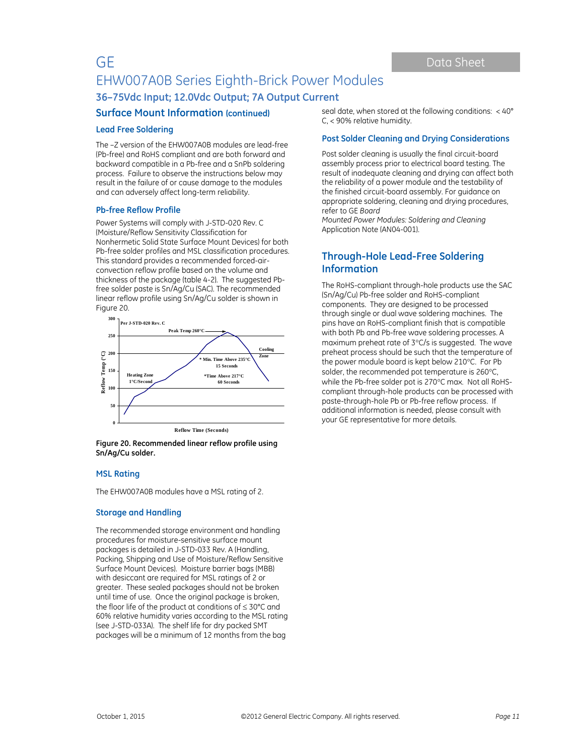# GE

## EHW007A0B Series Eighth-Brick Power Modules

### 36–75Vdc Input; 12.0Vdc Output; 7A Output Current

## Surface Mount Information (continued)

### Lead Free Soldering

The –Z version of the EHW007A0B modules are lead-free (Pb-free) and RoHS compliant and are both forward and backward compatible in a Pb-free and a SnPb soldering process. Failure to observe the instructions below may result in the failure of or cause damage to the modules and can adversely affect long-term reliability.

### Pb-free Reflow Profile

Power Systems will comply with J-STD-020 Rev. C (Moisture/Reflow Sensitivity Classification for Nonhermetic Solid State Surface Mount Devices) for both Pb-free solder profiles and MSL classification procedures. This standard provides a recommended forced-air-convection reflow profile based on the volume and thickness of the package (table 4-2). The suggested Pb-free solder paste is Sn/Ag/Cu (SAC). The recommended linear reflow profile using Sn/Ag/Cu solder is shown in Figure 20.

Per J-STD-020 Rev. C

Peak Temp 260°C

Cooling Zone

* Min. Time Above 235°C 15 Seconds

Heating Zone 1°C/Second

*Time Above 217°C 60 Seconds

Reflow Temp (°C)

Reflow Time (Seconds)

**Figure 20. Recommended linear reflow profile using Sn/Ag/Cu solder.**

### MSL Rating

The EHW007A0B modules have a MSL rating of 2.

### Storage and Handling

The recommended storage environment and handling procedures for moisture-sensitive surface mount packages is detailed in J-STD-033 Rev. A (Handling, Packing, Shipping and Use of Moisture/Reflow Sensitive Surface Mount Devices). Moisture barrier bags (MBB) with desiccant are required for MSL ratings of 2 or greater. These sealed packages should not be broken until time of use. Once the original package is broken, the floor life of the product at conditions of ≤ 30°C and 60% relative humidity varies according to the MSL rating (see J-STD-033A). The shelf life for dry packed SMT packages will be a minimum of 12 months from the bag seal date, when stored at the following conditions: < 40° C, < 90% relative humidity.

### Post Solder Cleaning and Drying Considerations

Post solder cleaning is usually the final circuit-board assembly process prior to electrical board testing. The result of inadequate cleaning and drying can affect both the reliability of a power module and the testability of the finished circuit-board assembly. For guidance on appropriate soldering, cleaning and drying procedures, refer to GE *Board Mounted Power Modules: Soldering and Cleaning* Application Note (AN04-001).

## Through-Hole Lead-Free Soldering Information

The RoHS-compliant through-hole products use the SAC (Sn/Ag/Cu) Pb-free solder and RoHS-compliant components. They are designed to be processed through single or dual wave soldering machines. The pins have an RoHS-compliant finish that is compatible with both Pb and Pb-free wave soldering processes. A maximum preheat rate of 3°C/s is suggested. The wave preheat process should be such that the temperature of the power module board is kept below 210°C. For Pb solder, the recommended pot temperature is 260°C, while the Pb-free solder pot is 270°C max. Not all RoHS-compliant through-hole products can be processed with paste-through-hole Pb or Pb-free reflow process. If additional information is needed, please consult with your GE representative for more details.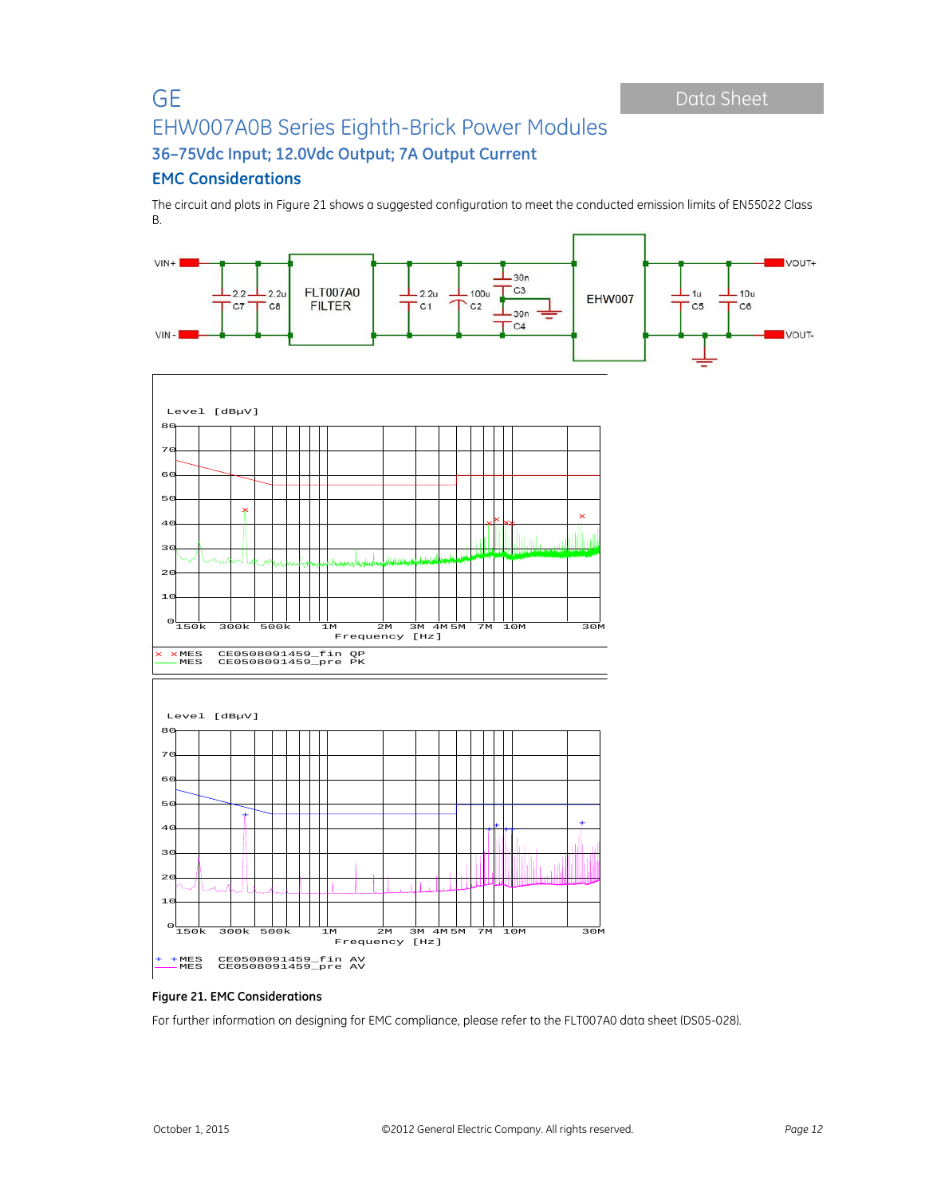# EHW007A0B Series Eighth-Brick Power Modules

## 36–75Vdc Input; 12.0Vdc Output; 7A Output Current

### EMC Considerations

The circuit and plots in Figure 21 shows a suggested configuration to meet the conducted emission limits of EN55022 Class B.

**Figure 21. EMC Considerations**

For further information on designing for EMC compliance, please refer to the FLT007A0 data sheet (DS05-028).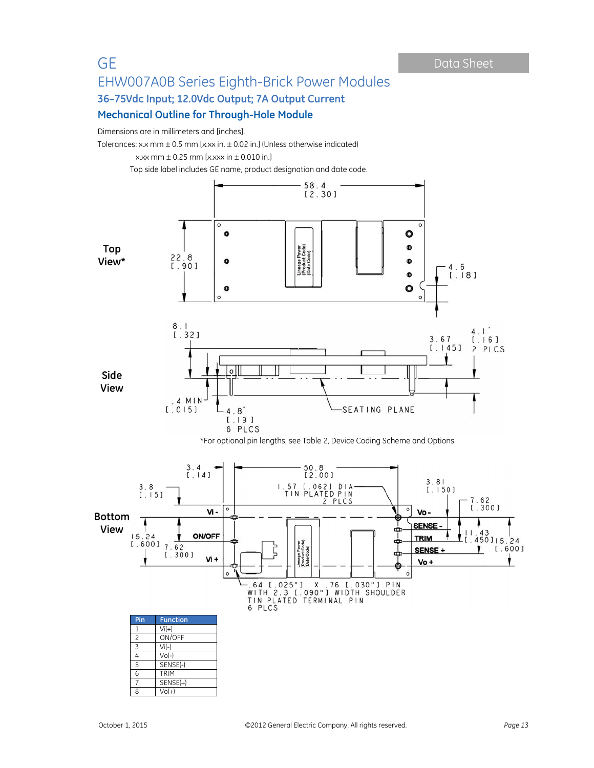# GE

## EHW007A0B Series Eighth-Brick Power Modules

### 36–75Vdc Input; 12.0Vdc Output; 7A Output Current

### Mechanical Outline for Through-Hole Module

Dimensions are in millimeters and [inches].

Tolerances: x.x mm ± 0.5 mm [x.xx in. ± 0.02 in.] (Unless otherwise indicated)

x.xx mm ± 0.25 mm [x.xxx in ± 0.010 in.]

Top side label includes GE name, product designation and date code.

**Top View***

58.4 [2.30]

22.8 [.90]

4.6 [.18]

**Side View**

8.1 [.32]

3.67 [.145]

4.1* [.16] 2 PLCS

.4 MIN [.015]

4.8* [.19] 6 PLCS

SEATING PLANE

*For optional pin lengths, see Table 2, Device Coding Scheme and Options

**Bottom View**

3.4 [.14]

50.8 [2.00]

3.8 [.15]

1.57 [.062] DIA TIN PLATED PIN 2 PLCS

3.81 [.150]

7.62 [.300]

15.24 [.600]

7.62 [.300]

11.43 [.450]

15.24 [.600]

Vi -, ON/OFF, Vi +, Vo -, SENSE -, TRIM, SENSE +, Vo +

.64 [.025"] X .76 [.030"] PIN WITH 2.3 [.090"] WIDTH SHOULDER TIN PLATED TERMINAL PIN 6 PLCS

| Pin | Function |
|---|---|
| 1 | Vi(+) |
| 2 | ON/OFF |
| 3 | Vi(-) |
| 4 | Vo(-) |
| 5 | SENSE(-) |
| 6 | TRIM |
| 7 | SENSE(+) |
| 8 | Vo(+) |

October 1, 2015 ©2012 General Electric Company. All rights reserved.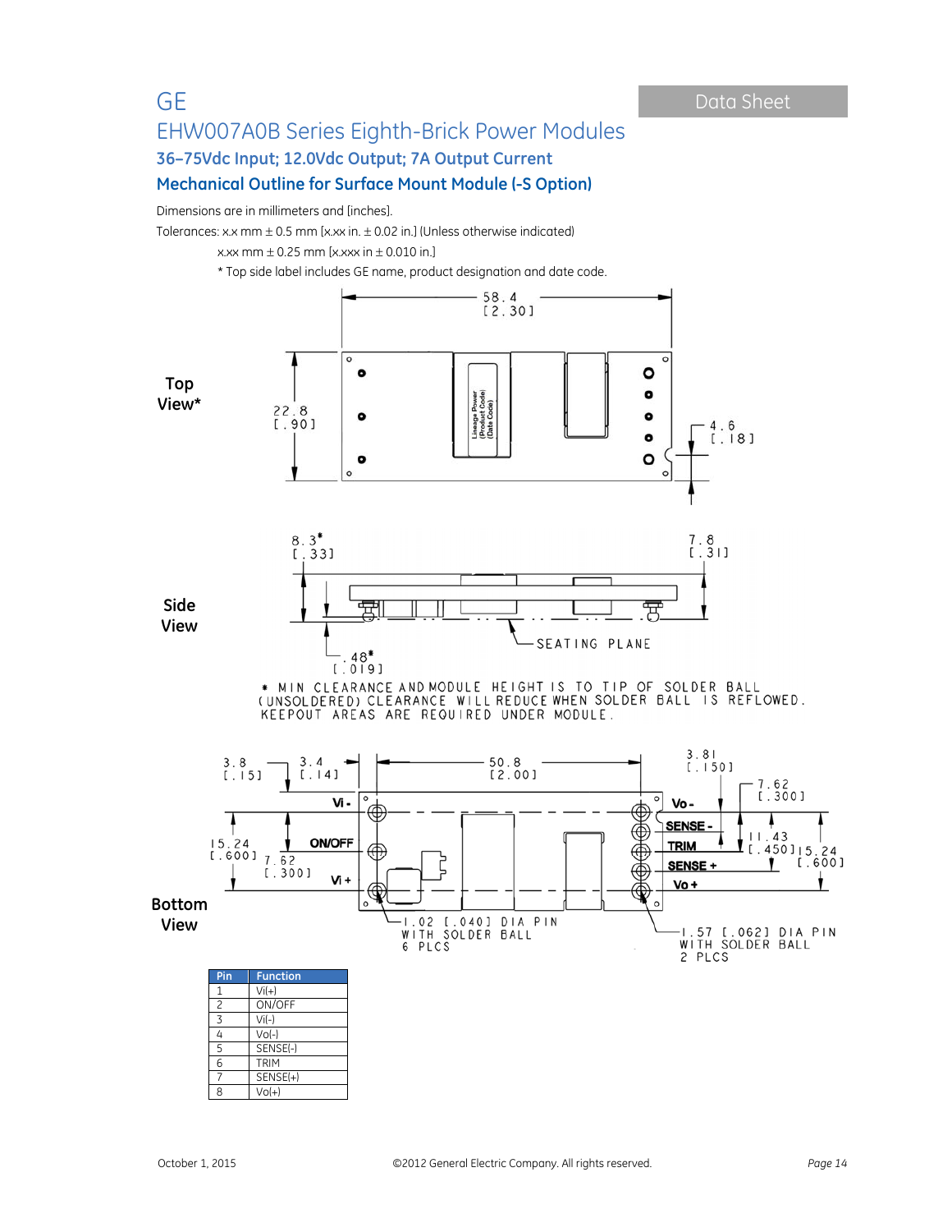GE

# EHW007A0B Series Eighth-Brick Power Modules

## 36–75Vdc Input; 12.0Vdc Output; 7A Output Current

## Mechanical Outline for Surface Mount Module (-S Option)

Dimensions are in millimeters and [inches].

Tolerances: x.x mm ± 0.5 mm [x.xx in. ± 0.02 in.] (Unless otherwise indicated)

x.xx mm ± 0.25 mm [x.xxx in ± 0.010 in.]

* Top side label includes GE name, product designation and date code.

Top View*

Side View

* MIN CLEARANCE AND MODULE HEIGHT IS TO TIP OF SOLDER BALL (UNSOLDERED) CLEARANCE WILL REDUCE WHEN SOLDER BALL IS REFLOWED. KEEPOUT AREAS ARE REQUIRED UNDER MODULE.

Bottom View

| Pin | Function |
|---|---|
| 1 | Vi(+) |
| 2 | ON/OFF |
| 3 | Vi(-) |
| 4 | Vo(-) |
| 5 | SENSE(-) |
| 6 | TRIM |
| 7 | SENSE(+) |
| 8 | Vo(+) |

October 1, 2015 ©2012 General Electric Company. All rights reserved.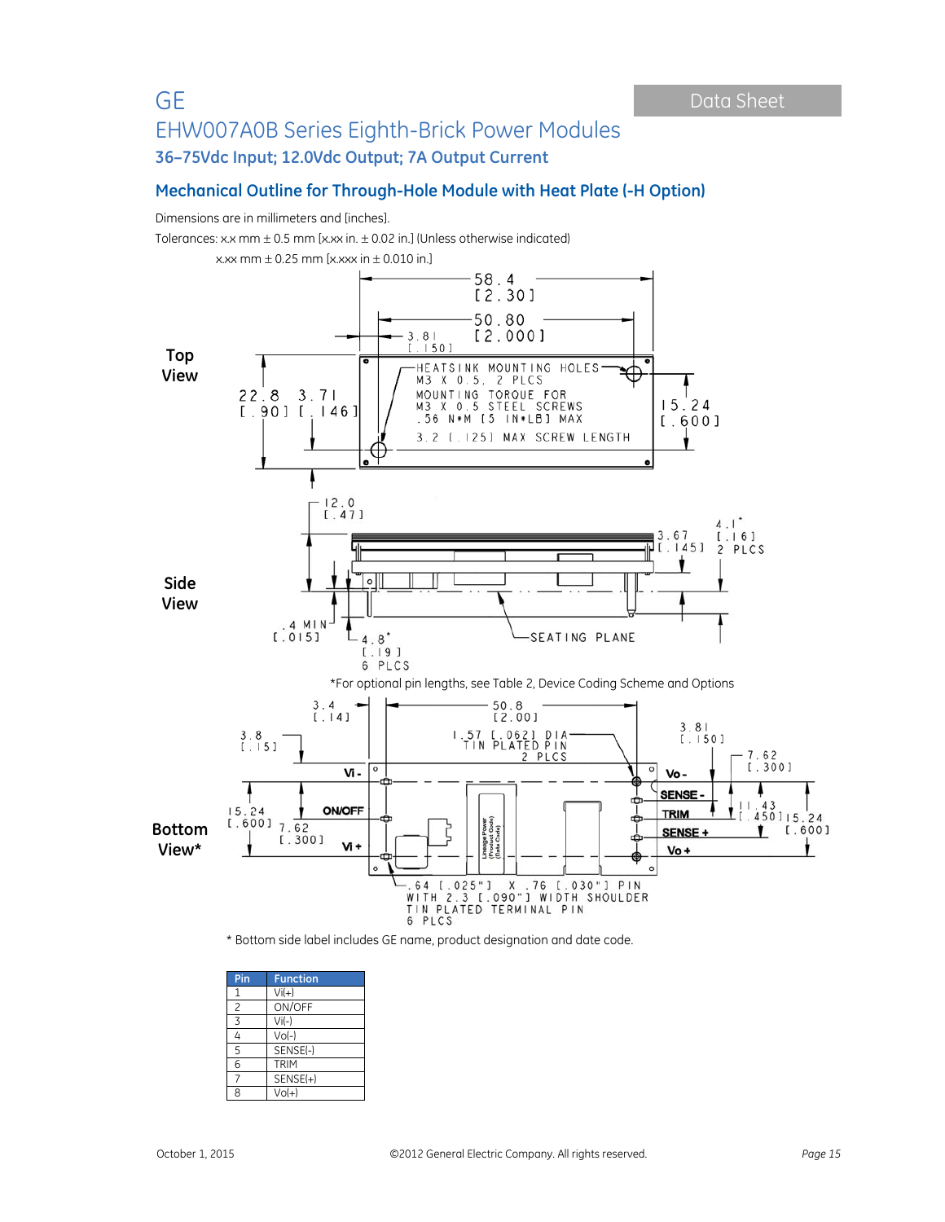GE

EHW007A0B Series Eighth-Brick Power Modules

**36–75Vdc Input; 12.0Vdc Output; 7A Output Current**

## Mechanical Outline for Through-Hole Module with Heat Plate (-H Option)

Dimensions are in millimeters and [inches].

Tolerances: x.x mm ± 0.5 mm [x.xx in. ± 0.02 in.] (Unless otherwise indicated)

x.xx mm ± 0.25 mm [x.xxx in ± 0.010 in.]

**Top View**

58.4 [2.30]
50.80 [2.000]
3.81 [.150]
22.8 [.90]
3.71 [.146]
15.24 [.600]

HEATSINK MOUNTING HOLES
M3 X 0.5, 2 PLCS
MOUNTING TORQUE FOR
M3 X 0.5 STEEL SCREWS
.56 N*M [5 IN*LB] MAX
3.2 [.125] MAX SCREW LENGTH

**Side View**

12.0 [.47]
3.67 [.145]
4.1* [.16] 2 PLCS
.4 MIN [.015]
4.8* [.19] 6 PLCS
SEATING PLANE

*For optional pin lengths, see Table 2, Device Coding Scheme and Options

**Bottom View***

3.4 [.14]
50.8 [2.00]
3.8 [.15]
1.57 [.062] DIA TIN PLATED PIN 2 PLCS
3.81 [.150]
7.62 [.300]
15.24 [.600]
7.62 [.300]
11.43 [.450]
15.24 [.600]
Vi -
ON/OFF
Vi +
Vo -
SENSE -
TRIM
SENSE +
Vo +
.64 [.025"] X .76 [.030"] PIN WITH 2.3 [.090"] WIDTH SHOULDER TIN PLATED TERMINAL PIN 6 PLCS

\* Bottom side label includes GE name, product designation and date code.

| Pin | Function |
|---|---|
| 1 | Vi(+) |
| 2 | ON/OFF |
| 3 | Vi(-) |
| 4 | Vo(-) |
| 5 | SENSE(-) |
| 6 | TRIM |
| 7 | SENSE(+) |
| 8 | Vo(+) |

October 1, 2015 ©2012 General Electric Company. All rights reserved.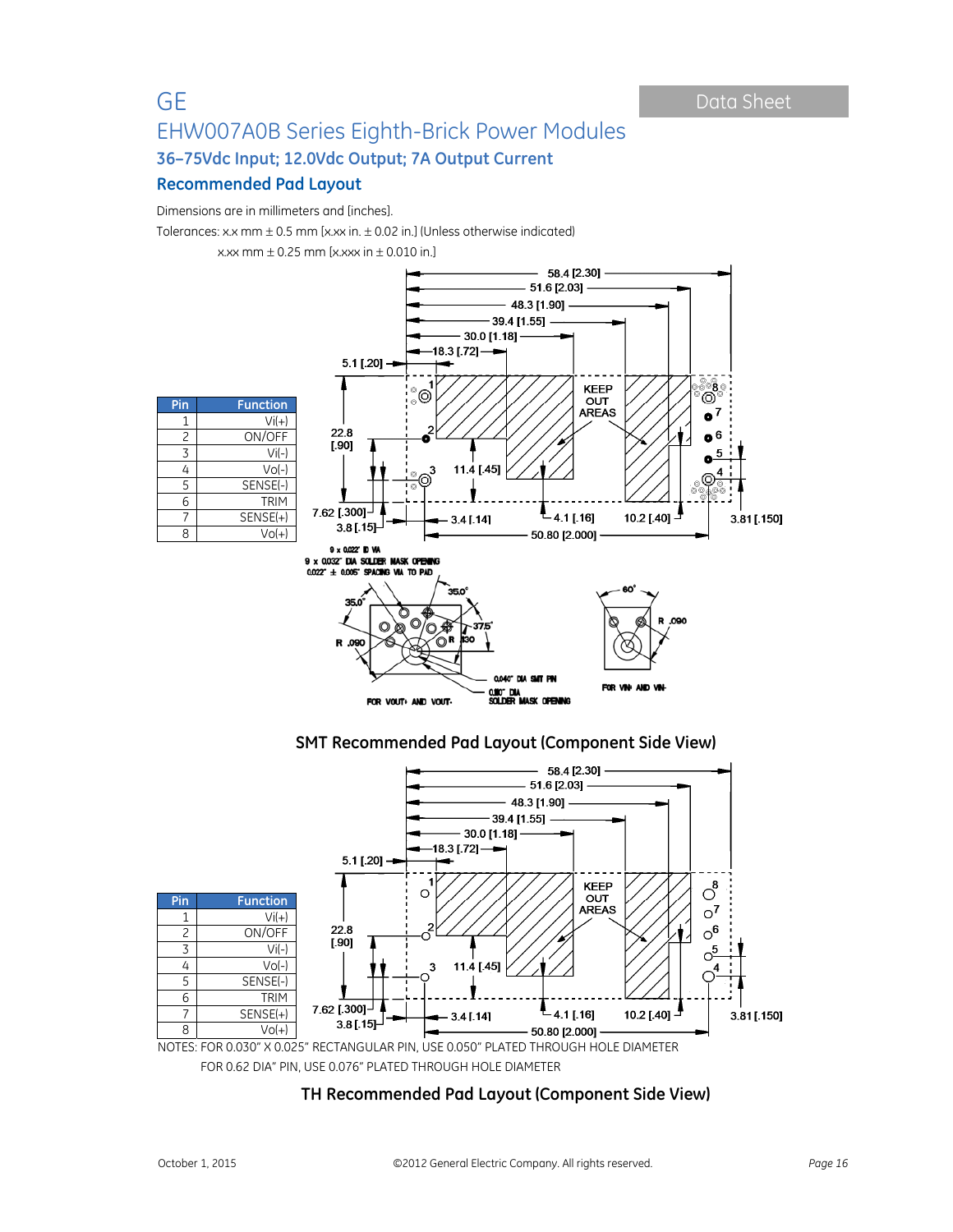# GE

## EHW007A0B Series Eighth-Brick Power Modules

### 36–75Vdc Input; 12.0Vdc Output; 7A Output Current

### Recommended Pad Layout

Dimensions are in millimeters and [inches].

Tolerances: x.x mm ± 0.5 mm [x.xx in. ± 0.02 in.] (Unless otherwise indicated)

x.xx mm ± 0.25 mm [x.xxx in ± 0.010 in.]

| Pin | Function |
|---|---|
| 1 | Vi(+) |
| 2 | ON/OFF |
| 3 | Vi(-) |
| 4 | Vo(-) |
| 5 | SENSE(-) |
| 6 | TRIM |
| 7 | SENSE(+) |
| 8 | Vo(+) |

**SMT Recommended Pad Layout (Component Side View)**

| Pin | Function |
|---|---|
| 1 | Vi(+) |
| 2 | ON/OFF |
| 3 | Vi(-) |
| 4 | Vo(-) |
| 5 | SENSE(-) |
| 6 | TRIM |
| 7 | SENSE(+) |
| 8 | Vo(+) |

NOTES: FOR 0.030" X 0.025" RECTANGULAR PIN, USE 0.050" PLATED THROUGH HOLE DIAMETER

FOR 0.62 DIA" PIN, USE 0.076" PLATED THROUGH HOLE DIAMETER

**TH Recommended Pad Layout (Component Side View)**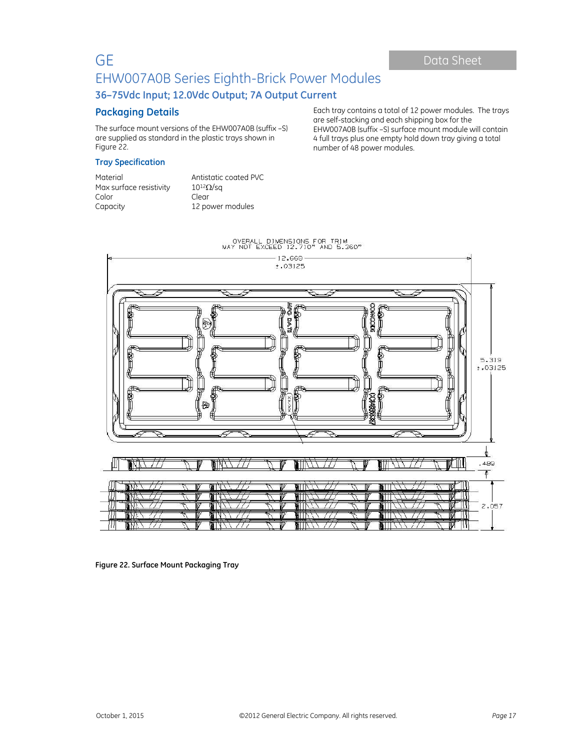## Packaging Details

The surface mount versions of the EHW007A0B (suffix –S) are supplied as standard in the plastic trays shown in Figure 22.

### Tray Specification

| | |
|---|---|
| Material | Antistatic coated PVC |
| Max surface resistivity | $10^{12}\Omega$/sq |
| Color | Clear |
| Capacity | 12 power modules |

Each tray contains a total of 12 power modules. The trays are self-stacking and each shipping box for the EHW007A0B (suffix –S) surface mount module will contain 4 full trays plus one empty hold down tray giving a total number of 48 power modules.

OVERALL DIMENSIONS FOR TRIM MAY NOT EXCEED 12.710" AND 5.360"

12.669 ±.03125

5.319 ±.03125

.489

2.057

**Figure 22. Surface Mount Packaging Tray**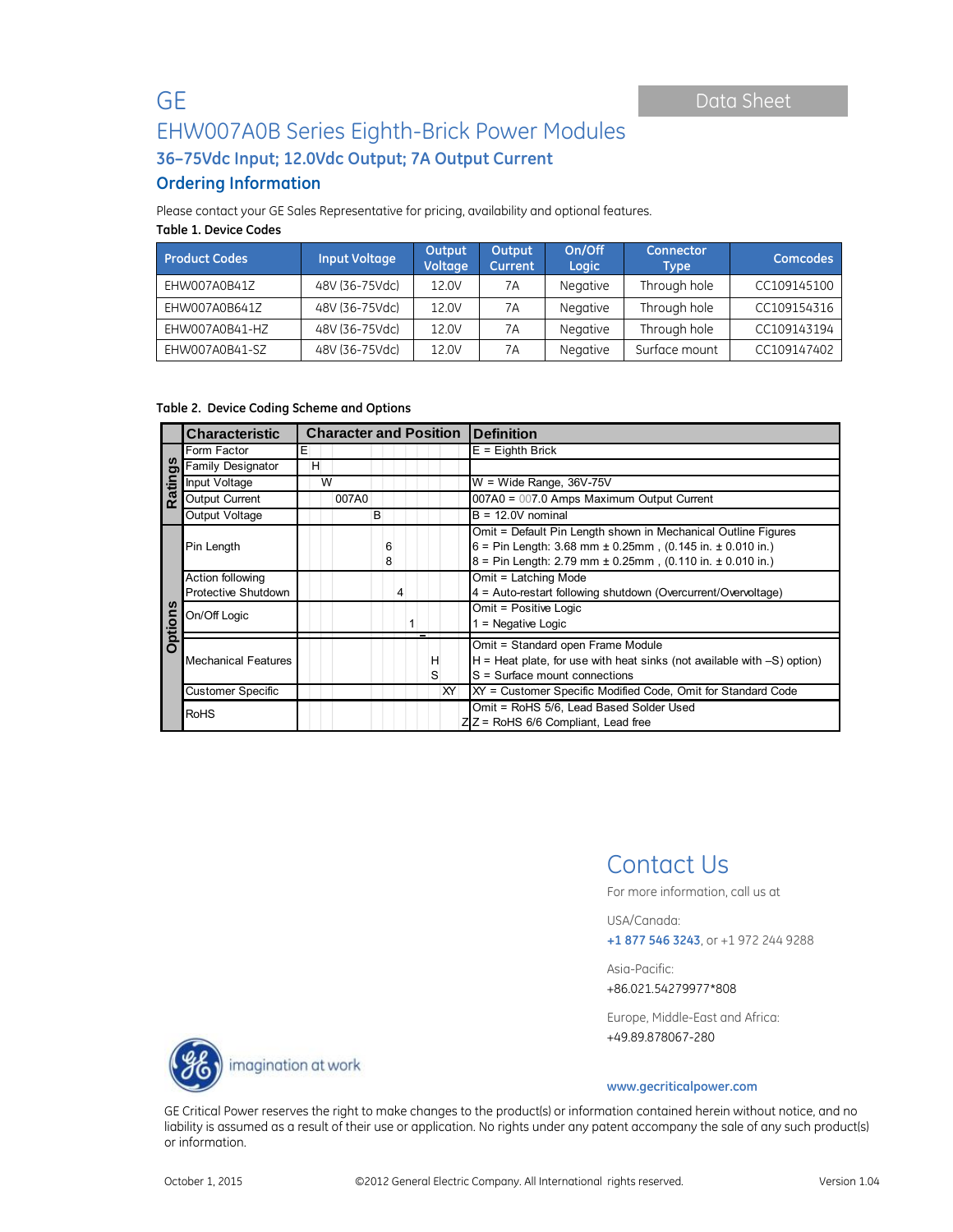GE

# EHW007A0B Series Eighth-Brick Power Modules

## 36–75Vdc Input; 12.0Vdc Output; 7A Output Current

## Ordering Information

Please contact your GE Sales Representative for pricing, availability and optional features.

**Table 1. Device Codes**

| Product Codes | Input Voltage | Output Voltage | Output Current | On/Off Logic | Connector Type | Comcodes |
|---|---|---|---|---|---|---|
| EHW007A0B41Z | 48V (36-75Vdc) | 12.0V | 7A | Negative | Through hole | CC109145100 |
| EHW007A0B641Z | 48V (36-75Vdc) | 12.0V | 7A | Negative | Through hole | CC109154316 |
| EHW007A0B41-HZ | 48V (36-75Vdc) | 12.0V | 7A | Negative | Through hole | CC109143194 |
| EHW007A0B41-SZ | 48V (36-75Vdc) | 12.0V | 7A | Negative | Surface mount | CC109147402 |

**Table 2. Device Coding Scheme and Options**

| | Characteristic | Character and Position | Definition |
|---|---|---|---|
| Ratings | Form Factor | E | E = Eighth Brick |
| | Family Designator | H | |
| | Input Voltage | W | W = Wide Range, 36V-75V |
| | Output Current | 007A0 | 007A0 = 007.0 Amps Maximum Output Current |
| | Output Voltage | B | B = 12.0V nominal |
| Options | Pin Length | 6<br>8 | Omit = Default Pin Length shown in Mechanical Outline Figures<br>6 = Pin Length: 3.68 mm ± 0.25mm , (0.145 in. ± 0.010 in.)<br>8 = Pin Length: 2.79 mm ± 0.25mm , (0.110 in. ± 0.010 in.) |
| | Action following Protective Shutdown | 4 | Omit = Latching Mode<br>4 = Auto-restart following shutdown (Overcurrent/Overvoltage) |
| | On/Off Logic | 1 | Omit = Positive Logic<br>1 = Negative Logic |
| | | – | |
| | Mechanical Features | H<br>S | Omit = Standard open Frame Module<br>H = Heat plate, for use with heat sinks (not available with –S) option)<br>S = Surface mount connections |
| | Customer Specific | XY | XY = Customer Specific Modified Code, Omit for Standard Code |
| | RoHS | Z | Omit = RoHS 5/6, Lead Based Solder Used<br>Z = RoHS 6/6 Compliant, Lead free |

## Contact Us

For more information, call us at

USA/Canada:
+1 877 546 3243, or +1 972 244 9288

Asia-Pacific:
+86.021.54279977*808

Europe, Middle-East and Africa:
+49.89.878067-280

imagination at work

www.gecriticalpower.com

GE Critical Power reserves the right to make changes to the product(s) or information contained herein without notice, and no liability is assumed as a result of their use or application. No rights under any patent accompany the sale of any such product(s) or information.

October 1, 2015 ©2012 General Electric Company. All International rights reserved. Version 1.04